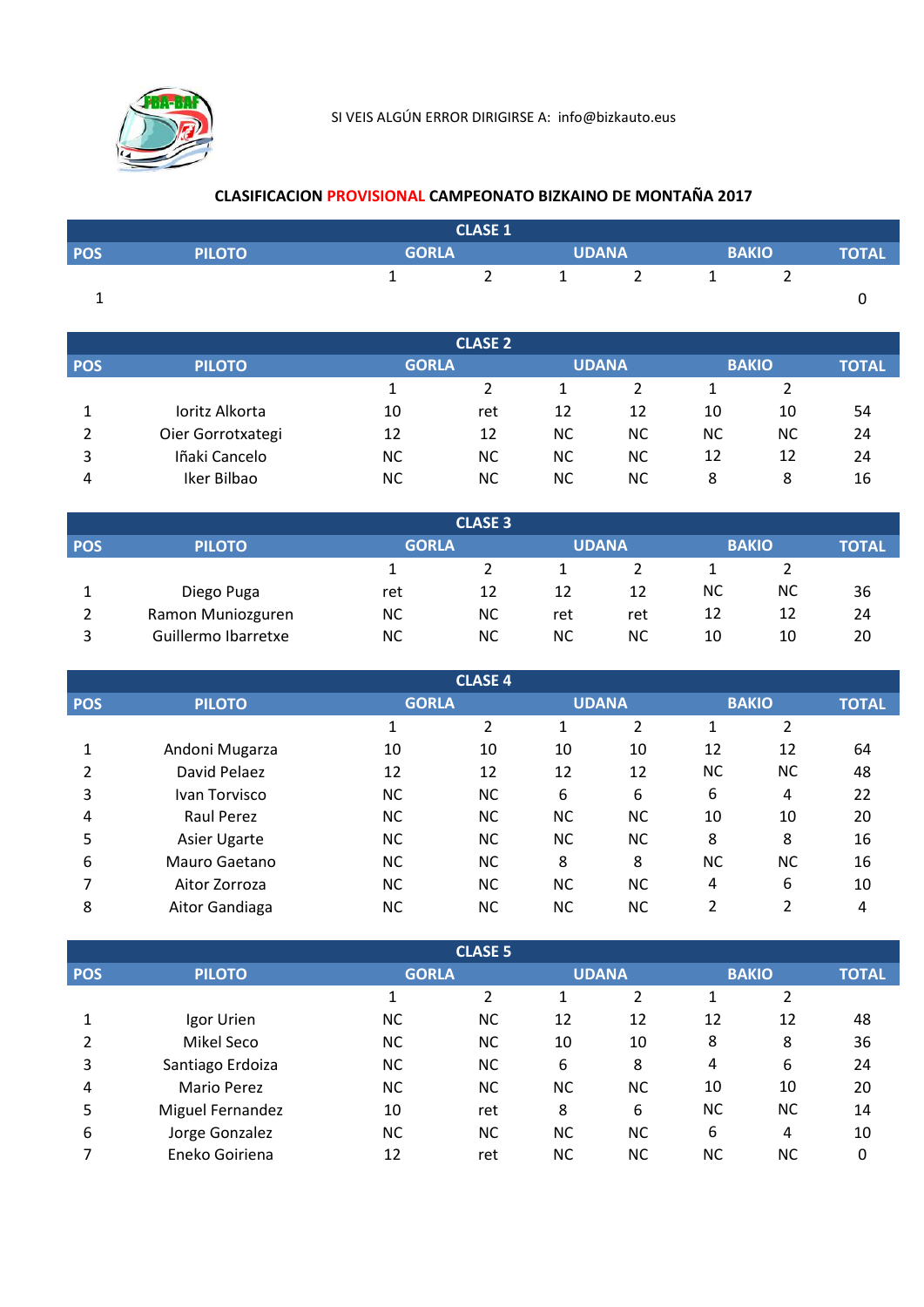SI VEIS ALGÚN ERROR DIRIGIRSE A: info@bizkauto.eus

## CLASIFICACION PROVISIONAL CAMPEONATO BIZKAINO DE MONTAÑA 2017

### CLASE 1

| POS | PILOTO | GORLA | | UDANA | | BAKIO | | TOTAL |
|---|---|---|---|---|---|---|---|---|
| | | 1 | 2 | 1 | 2 | 1 | 2 | |
| 1 | | | | | | | | 0 |

### CLASE 2

| POS | PILOTO | GORLA | | UDANA | | BAKIO | | TOTAL |
|---|---|---|---|---|---|---|---|---|
| | | 1 | 2 | 1 | 2 | 1 | 2 | |
| 1 | Ioritz Alkorta | 10 | ret | 12 | 12 | 10 | 10 | 54 |
| 2 | Oier Gorrotxategi | 12 | 12 | NC | NC | NC | NC | 24 |
| 3 | Iñaki Cancelo | NC | NC | NC | NC | 12 | 12 | 24 |
| 4 | Iker Bilbao | NC | NC | NC | NC | 8 | 8 | 16 |

### CLASE 3

| POS | PILOTO | GORLA | | UDANA | | BAKIO | | TOTAL |
|---|---|---|---|---|---|---|---|---|
| | | 1 | 2 | 1 | 2 | 1 | 2 | |
| 1 | Diego Puga | ret | 12 | 12 | 12 | NC | NC | 36 |
| 2 | Ramon Muniozguren | NC | NC | ret | ret | 12 | 12 | 24 |
| 3 | Guillermo Ibarretxe | NC | NC | NC | NC | 10 | 10 | 20 |

### CLASE 4

| POS | PILOTO | GORLA | | UDANA | | BAKIO | | TOTAL |
|---|---|---|---|---|---|---|---|---|
| | | 1 | 2 | 1 | 2 | 1 | 2 | |
| 1 | Andoni Mugarza | 10 | 10 | 10 | 10 | 12 | 12 | 64 |
| 2 | David Pelaez | 12 | 12 | 12 | 12 | NC | NC | 48 |
| 3 | Ivan Torvisco | NC | NC | 6 | 6 | 6 | 4 | 22 |
| 4 | Raul Perez | NC | NC | NC | NC | 10 | 10 | 20 |
| 5 | Asier Ugarte | NC | NC | NC | NC | 8 | 8 | 16 |
| 6 | Mauro Gaetano | NC | NC | 8 | 8 | NC | NC | 16 |
| 7 | Aitor Zorroza | NC | NC | NC | NC | 4 | 6 | 10 |
| 8 | Aitor Gandiaga | NC | NC | NC | NC | 2 | 2 | 4 |

### CLASE 5

| POS | PILOTO | GORLA | | UDANA | | BAKIO | | TOTAL |
|---|---|---|---|---|---|---|---|---|
| | | 1 | 2 | 1 | 2 | 1 | 2 | |
| 1 | Igor Urien | NC | NC | 12 | 12 | 12 | 12 | 48 |
| 2 | Mikel Seco | NC | NC | 10 | 10 | 8 | 8 | 36 |
| 3 | Santiago Erdoiza | NC | NC | 6 | 8 | 4 | 6 | 24 |
| 4 | Mario Perez | NC | NC | NC | NC | 10 | 10 | 20 |
| 5 | Miguel Fernandez | 10 | ret | 8 | 6 | NC | NC | 14 |
| 6 | Jorge Gonzalez | NC | NC | NC | NC | 6 | 4 | 10 |
| 7 | Eneko Goiriena | 12 | ret | NC | NC | NC | NC | 0 |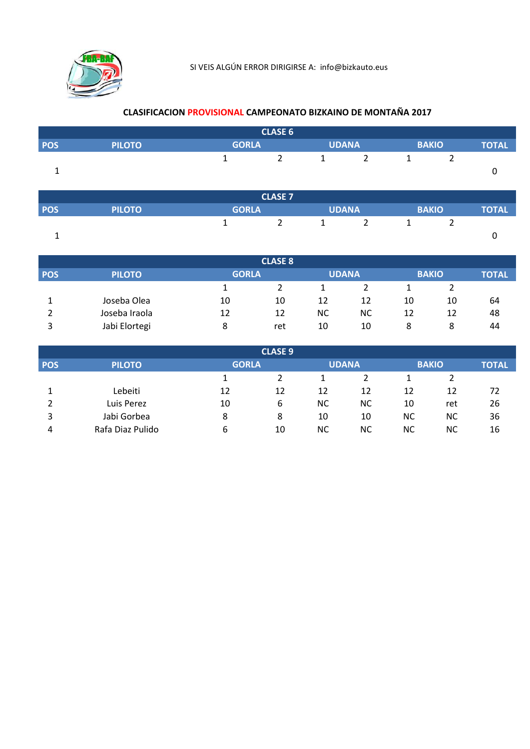SI VEIS ALGÚN ERROR DIRIGIRSE A: info@bizkauto.eus

## CLASIFICACION PROVISIONAL CAMPEONATO BIZKAINO DE MONTAÑA 2017

**CLASE 6**

| POS | PILOTO | GORLA | | UDANA | | BAKIO | | TOTAL |
|---|---|---|---|---|---|---|---|---|
| | | 1 | 2 | 1 | 2 | 1 | 2 | |
| 1 | | | | | | | | 0 |

**CLASE 7**

| POS | PILOTO | GORLA | | UDANA | | BAKIO | | TOTAL |
|---|---|---|---|---|---|---|---|---|
| | | 1 | 2 | 1 | 2 | 1 | 2 | |
| 1 | | | | | | | | 0 |

**CLASE 8**

| POS | PILOTO | GORLA | | UDANA | | BAKIO | | TOTAL |
|---|---|---|---|---|---|---|---|---|
| | | 1 | 2 | 1 | 2 | 1 | 2 | |
| 1 | Joseba Olea | 10 | 10 | 12 | 12 | 10 | 10 | 64 |
| 2 | Joseba Iraola | 12 | 12 | NC | NC | 12 | 12 | 48 |
| 3 | Jabi Elortegi | 8 | ret | 10 | 10 | 8 | 8 | 44 |

**CLASE 9**

| POS | PILOTO | GORLA | | UDANA | | BAKIO | | TOTAL |
|---|---|---|---|---|---|---|---|---|
| | | 1 | 2 | 1 | 2 | 1 | 2 | |
| 1 | Lebeiti | 12 | 12 | 12 | 12 | 12 | 12 | 72 |
| 2 | Luis Perez | 10 | 6 | NC | NC | 10 | ret | 26 |
| 3 | Jabi Gorbea | 8 | 8 | 10 | 10 | NC | NC | 36 |
| 4 | Rafa Diaz Pulido | 6 | 10 | NC | NC | NC | NC | 16 |